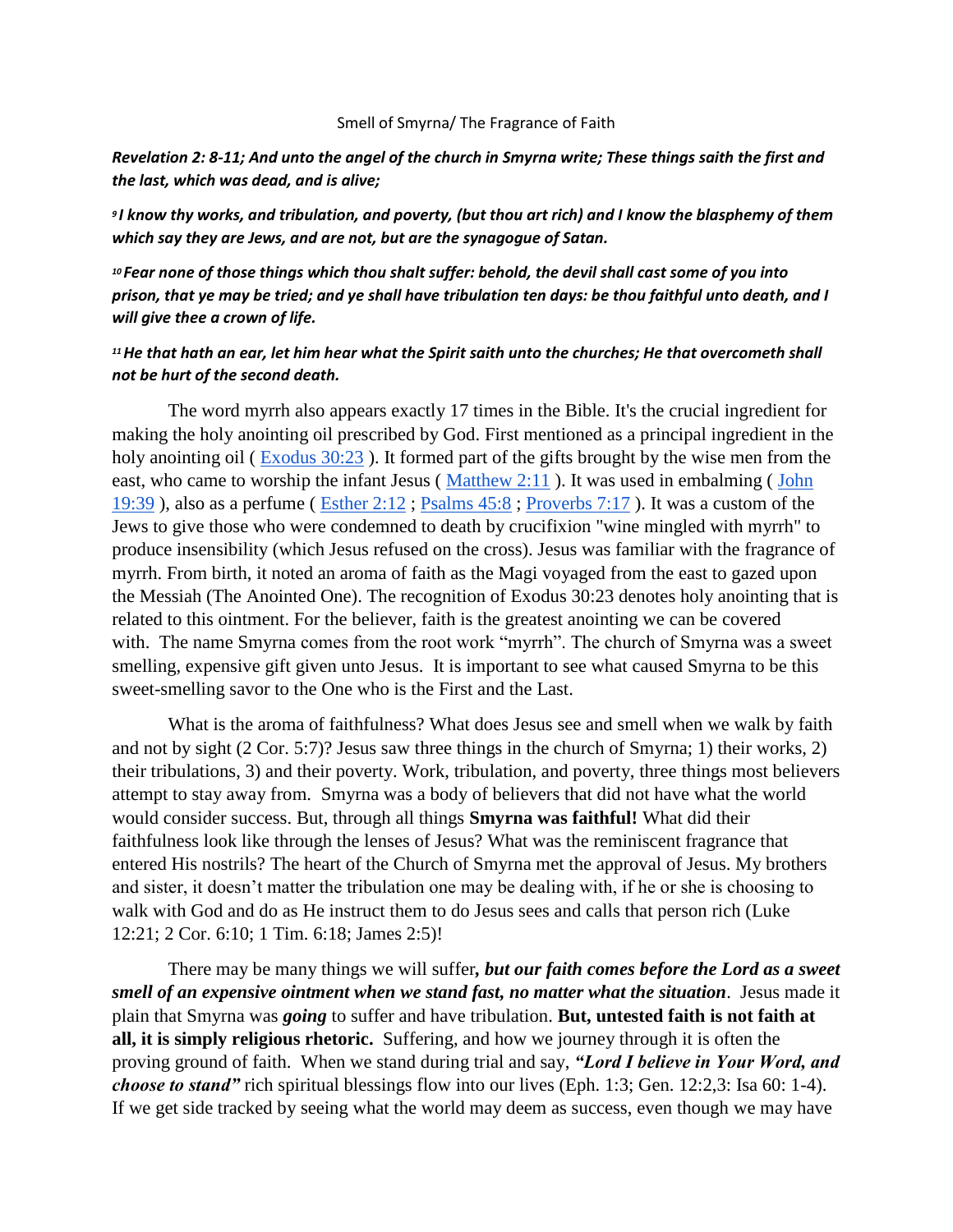Smell of Smyrna/ The Fragrance of Faith

***Revelation 2: 8-11; And unto the angel of the church in Smyrna write; These things saith the first and the last, which was dead, and is alive;***

***9 I know thy works, and tribulation, and poverty, (but thou art rich) and I know the blasphemy of them which say they are Jews, and are not, but are the synagogue of Satan.***

***10 Fear none of those things which thou shalt suffer: behold, the devil shall cast some of you into prison, that ye may be tried; and ye shall have tribulation ten days: be thou faithful unto death, and I will give thee a crown of life.***

***11 He that hath an ear, let him hear what the Spirit saith unto the churches; He that overcometh shall not be hurt of the second death.***

The word myrrh also appears exactly 17 times in the Bible. It's the crucial ingredient for making the holy anointing oil prescribed by God. First mentioned as a principal ingredient in the holy anointing oil ( Exodus 30:23 ). It formed part of the gifts brought by the wise men from the east, who came to worship the infant Jesus ( Matthew 2:11 ). It was used in embalming ( John 19:39 ), also as a perfume ( Esther 2:12 ; Psalms 45:8 ; Proverbs 7:17 ). It was a custom of the Jews to give those who were condemned to death by crucifixion "wine mingled with myrrh" to produce insensibility (which Jesus refused on the cross). Jesus was familiar with the fragrance of myrrh. From birth, it noted an aroma of faith as the Magi voyaged from the east to gazed upon the Messiah (The Anointed One). The recognition of Exodus 30:23 denotes holy anointing that is related to this ointment. For the believer, faith is the greatest anointing we can be covered with. The name Smyrna comes from the root work "myrrh". The church of Smyrna was a sweet smelling, expensive gift given unto Jesus. It is important to see what caused Smyrna to be this sweet-smelling savor to the One who is the First and the Last.

What is the aroma of faithfulness? What does Jesus see and smell when we walk by faith and not by sight (2 Cor. 5:7)? Jesus saw three things in the church of Smyrna; 1) their works, 2) their tribulations, 3) and their poverty. Work, tribulation, and poverty, three things most believers attempt to stay away from. Smyrna was a body of believers that did not have what the world would consider success. But, through all things **Smyrna was faithful!** What did their faithfulness look like through the lenses of Jesus? What was the reminiscent fragrance that entered His nostrils? The heart of the Church of Smyrna met the approval of Jesus. My brothers and sister, it doesn't matter the tribulation one may be dealing with, if he or she is choosing to walk with God and do as He instruct them to do Jesus sees and calls that person rich (Luke 12:21; 2 Cor. 6:10; 1 Tim. 6:18; James 2:5)!

There may be many things we will suffer***, but our faith comes before the Lord as a sweet smell of an expensive ointment when we stand fast, no matter what the situation***. Jesus made it plain that Smyrna was ***going*** to suffer and have tribulation. **But, untested faith is not faith at all, it is simply religious rhetoric.** Suffering, and how we journey through it is often the proving ground of faith. When we stand during trial and say, ***"Lord I believe in Your Word, and choose to stand"*** rich spiritual blessings flow into our lives (Eph. 1:3; Gen. 12:2,3: Isa 60: 1-4). If we get side tracked by seeing what the world may deem as success, even though we may have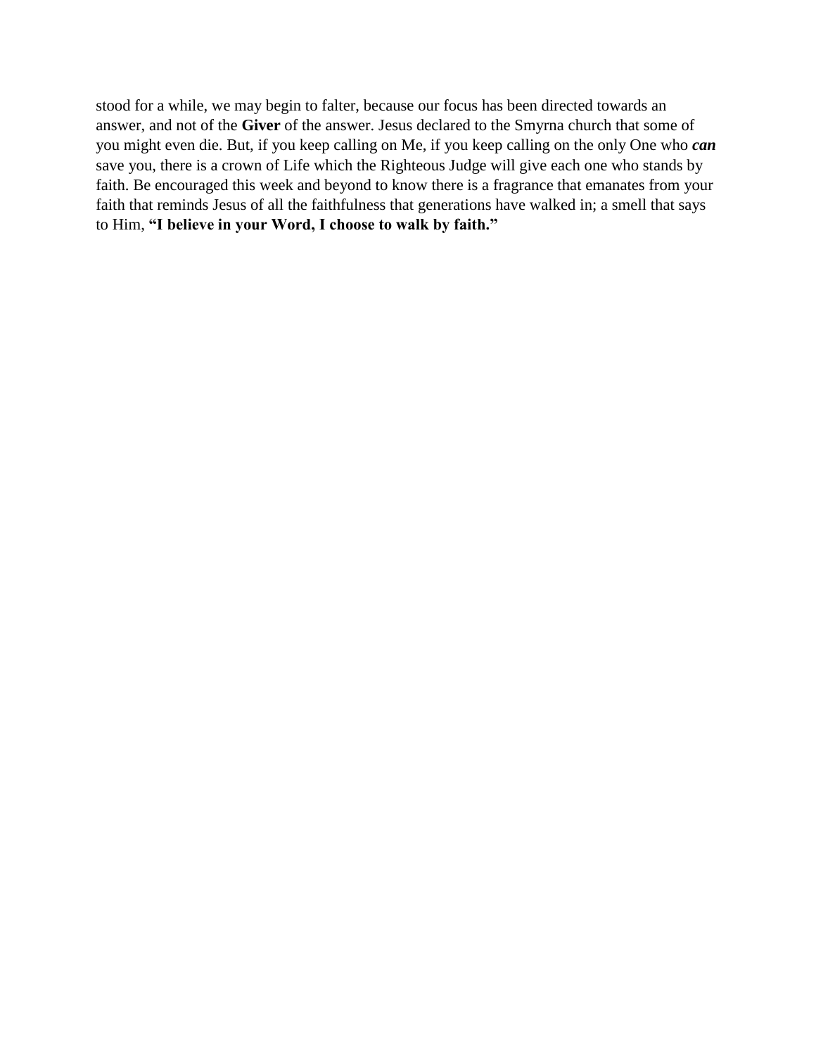stood for a while, we may begin to falter, because our focus has been directed towards an answer, and not of the **Giver** of the answer. Jesus declared to the Smyrna church that some of you might even die. But, if you keep calling on Me, if you keep calling on the only One who ***can*** save you, there is a crown of Life which the Righteous Judge will give each one who stands by faith. Be encouraged this week and beyond to know there is a fragrance that emanates from your faith that reminds Jesus of all the faithfulness that generations have walked in; a smell that says to Him, **"I believe in your Word, I choose to walk by faith."**